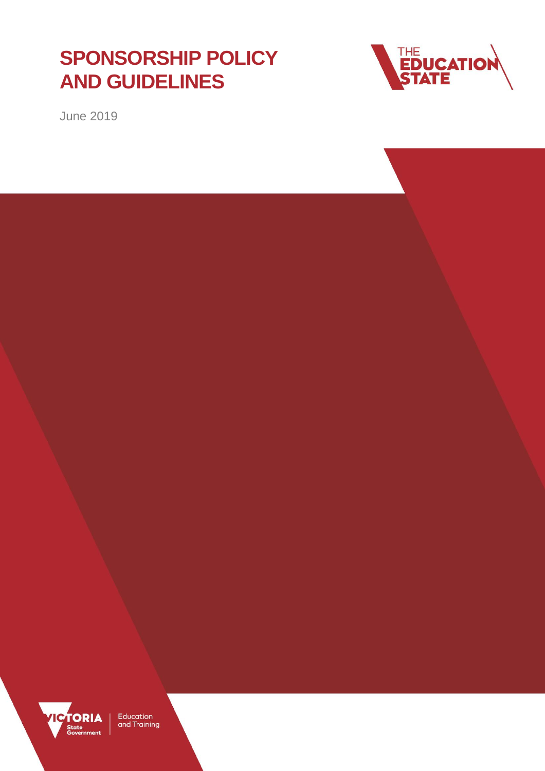# SPONSORSHIP POLICY AND GUIDELINES

June 2019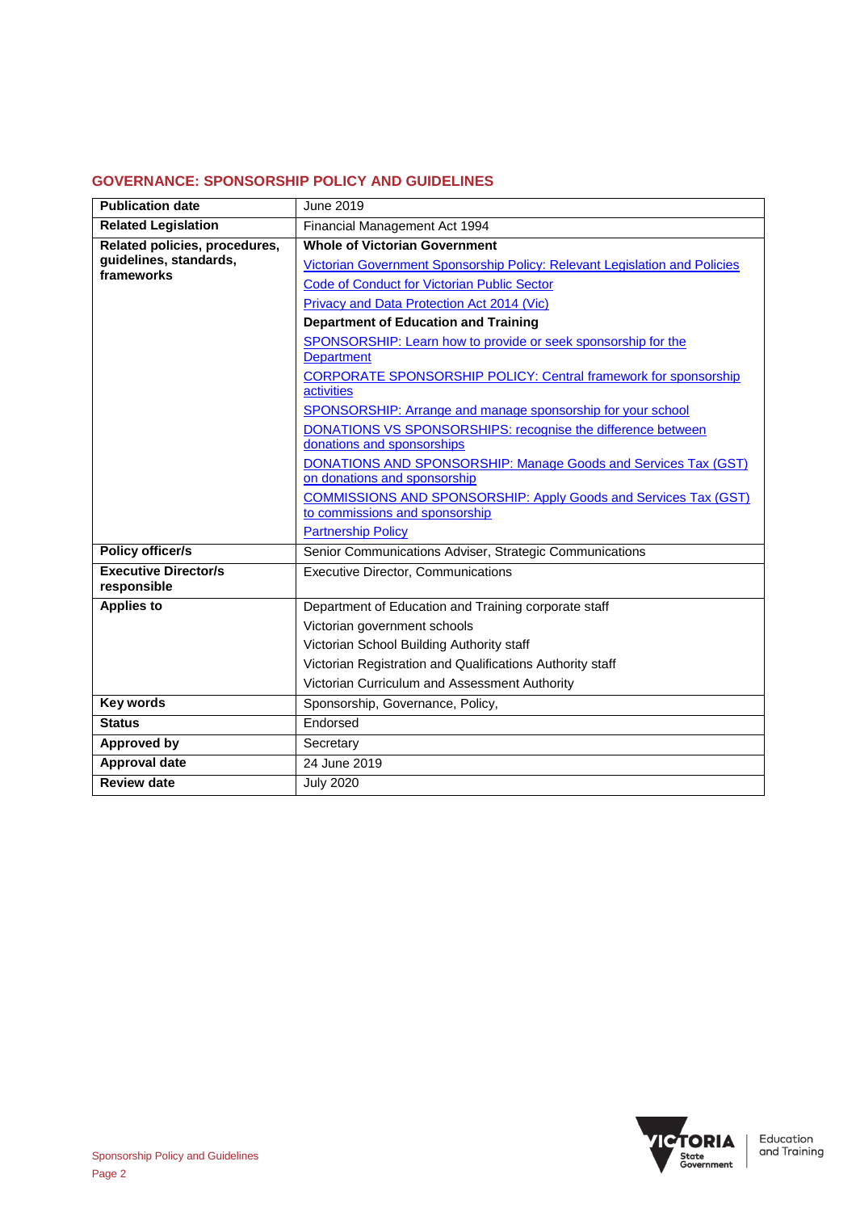# GOVERNANCE: SPONSORSHIP POLICY AND GUIDELINES

| | |
|---|---|
| **Publication date** | June 2019 |
| **Related Legislation** | Financial Management Act 1994 |
| **Related policies, procedures, guidelines, standards, frameworks** | **Whole of Victorian Government**<br>Victorian Government Sponsorship Policy: Relevant Legislation and Policies<br>Code of Conduct for Victorian Public Sector<br>Privacy and Data Protection Act 2014 (Vic)<br>**Department of Education and Training**<br>SPONSORSHIP: Learn how to provide or seek sponsorship for the Department<br>CORPORATE SPONSORSHIP POLICY: Central framework for sponsorship activities<br>SPONSORSHIP: Arrange and manage sponsorship for your school<br>DONATIONS VS SPONSORSHIPS: recognise the difference between donations and sponsorships<br>DONATIONS AND SPONSORSHIP: Manage Goods and Services Tax (GST) on donations and sponsorship<br>COMMISSIONS AND SPONSORSHIP: Apply Goods and Services Tax (GST) to commissions and sponsorship<br>Partnership Policy |
| **Policy officer/s** | Senior Communications Adviser, Strategic Communications |
| **Executive Director/s responsible** | Executive Director, Communications |
| **Applies to** | Department of Education and Training corporate staff<br>Victorian government schools<br>Victorian School Building Authority staff<br>Victorian Registration and Qualifications Authority staff<br>Victorian Curriculum and Assessment Authority |
| **Key words** | Sponsorship, Governance, Policy, |
| **Status** | Endorsed |
| **Approved by** | Secretary |
| **Approval date** | 24 June 2019 |
| **Review date** | July 2020 |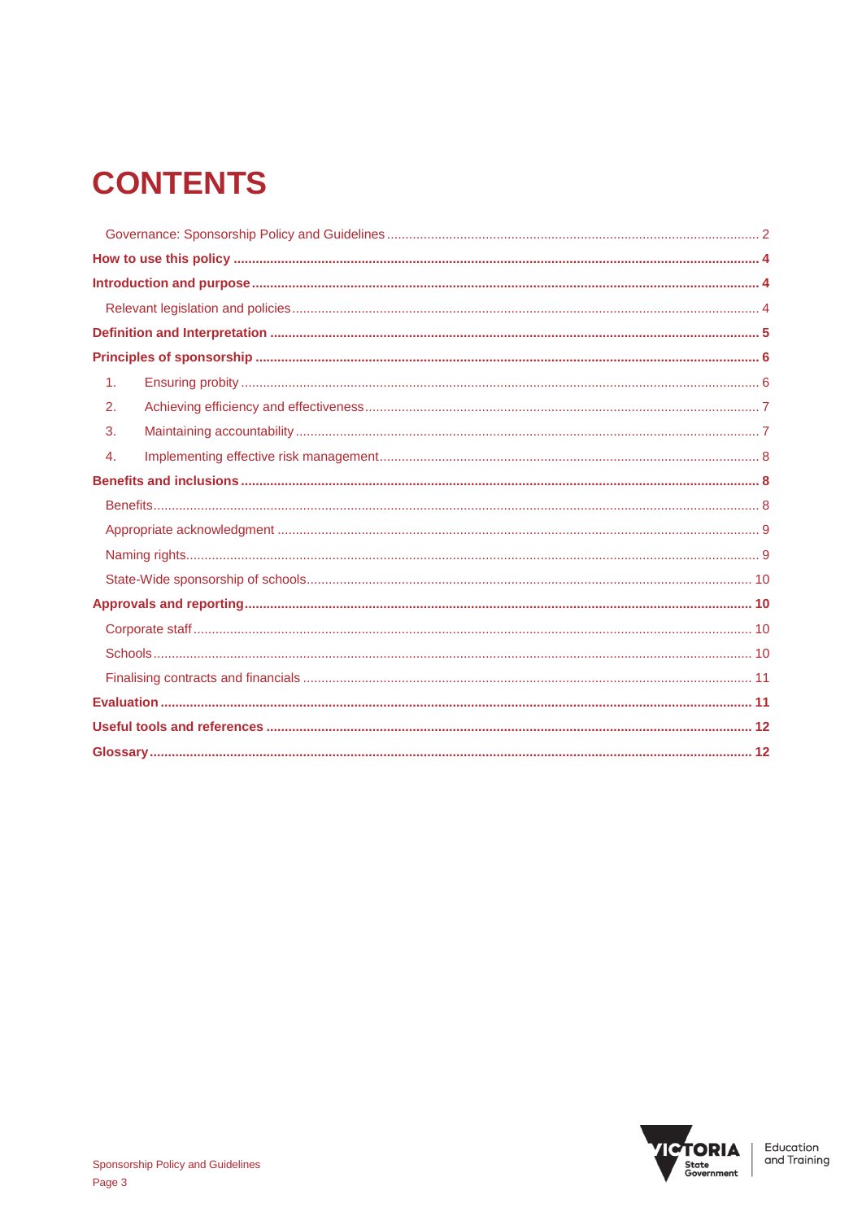# CONTENTS

Governance: Sponsorship Policy and Guidelines ..... 2

**How to use this policy ..... 4**

**Introduction and purpose ..... 4**

Relevant legislation and policies ..... 4

**Definition and Interpretation ..... 5**

**Principles of sponsorship ..... 6**

1. Ensuring probity ..... 6
2. Achieving efficiency and effectiveness ..... 7
3. Maintaining accountability ..... 7
4. Implementing effective risk management ..... 8

**Benefits and inclusions ..... 8**

Benefits ..... 8

Appropriate acknowledgment ..... 9

Naming rights ..... 9

State-Wide sponsorship of schools ..... 10

**Approvals and reporting ..... 10**

Corporate staff ..... 10

Schools ..... 10

Finalising contracts and financials ..... 11

**Evaluation ..... 11**

**Useful tools and references ..... 12**

**Glossary ..... 12**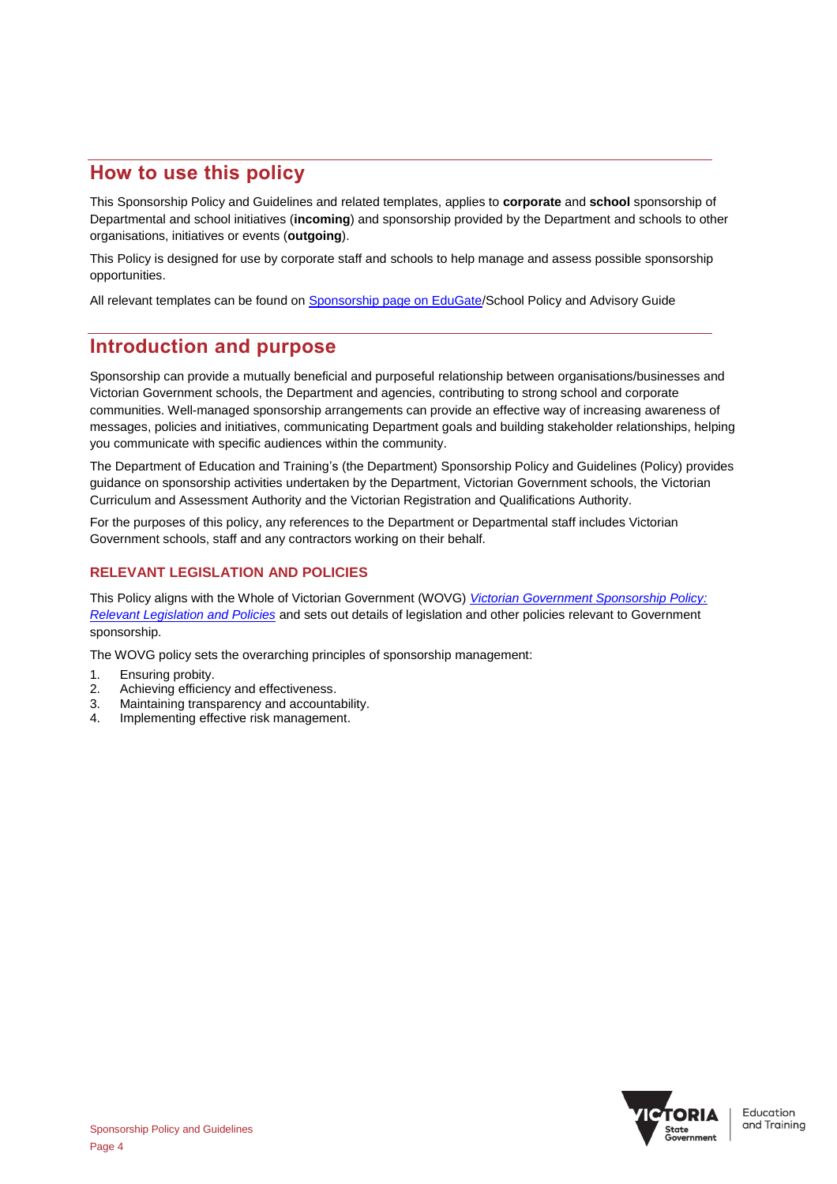## How to use this policy

This Sponsorship Policy and Guidelines and related templates, applies to **corporate** and **school** sponsorship of Departmental and school initiatives (**incoming**) and sponsorship provided by the Department and schools to other organisations, initiatives or events (**outgoing**).

This Policy is designed for use by corporate staff and schools to help manage and assess possible sponsorship opportunities.

All relevant templates can be found on Sponsorship page on EduGate/School Policy and Advisory Guide

## Introduction and purpose

Sponsorship can provide a mutually beneficial and purposeful relationship between organisations/businesses and Victorian Government schools, the Department and agencies, contributing to strong school and corporate communities. Well-managed sponsorship arrangements can provide an effective way of increasing awareness of messages, policies and initiatives, communicating Department goals and building stakeholder relationships, helping you communicate with specific audiences within the community.

The Department of Education and Training's (the Department) Sponsorship Policy and Guidelines (Policy) provides guidance on sponsorship activities undertaken by the Department, Victorian Government schools, the Victorian Curriculum and Assessment Authority and the Victorian Registration and Qualifications Authority.

For the purposes of this policy, any references to the Department or Departmental staff includes Victorian Government schools, staff and any contractors working on their behalf.

### RELEVANT LEGISLATION AND POLICIES

This Policy aligns with the Whole of Victorian Government (WOVG) *Victorian Government Sponsorship Policy: Relevant Legislation and Policies* and sets out details of legislation and other policies relevant to Government sponsorship.

The WOVG policy sets the overarching principles of sponsorship management:

1. Ensuring probity.
2. Achieving efficiency and effectiveness.
3. Maintaining transparency and accountability.
4. Implementing effective risk management.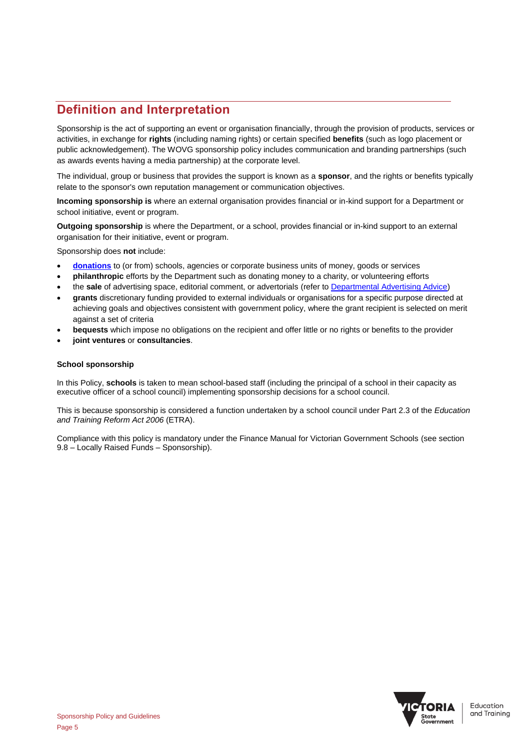## Definition and Interpretation

Sponsorship is the act of supporting an event or organisation financially, through the provision of products, services or activities, in exchange for **rights** (including naming rights) or certain specified **benefits** (such as logo placement or public acknowledgement). The WOVG sponsorship policy includes communication and branding partnerships (such as awards events having a media partnership) at the corporate level.

The individual, group or business that provides the support is known as a **sponsor**, and the rights or benefits typically relate to the sponsor's own reputation management or communication objectives.

**Incoming sponsorship is** where an external organisation provides financial or in-kind support for a Department or school initiative, event or program.

**Outgoing sponsorship** is where the Department, or a school, provides financial or in-kind support to an external organisation for their initiative, event or program.

Sponsorship does **not** include:

- **donations** to (or from) schools, agencies or corporate business units of money, goods or services
- **philanthropic** efforts by the Department such as donating money to a charity, or volunteering efforts
- the **sale** of advertising space, editorial comment, or advertorials (refer to Departmental Advertising Advice)
- **grants** discretionary funding provided to external individuals or organisations for a specific purpose directed at achieving goals and objectives consistent with government policy, where the grant recipient is selected on merit against a set of criteria
- **bequests** which impose no obligations on the recipient and offer little or no rights or benefits to the provider
- **joint ventures** or **consultancies**.

### School sponsorship

In this Policy, **schools** is taken to mean school-based staff (including the principal of a school in their capacity as executive officer of a school council) implementing sponsorship decisions for a school council.

This is because sponsorship is considered a function undertaken by a school council under Part 2.3 of the *Education and Training Reform Act 2006* (ETRA).

Compliance with this policy is mandatory under the Finance Manual for Victorian Government Schools (see section 9.8 – Locally Raised Funds – Sponsorship).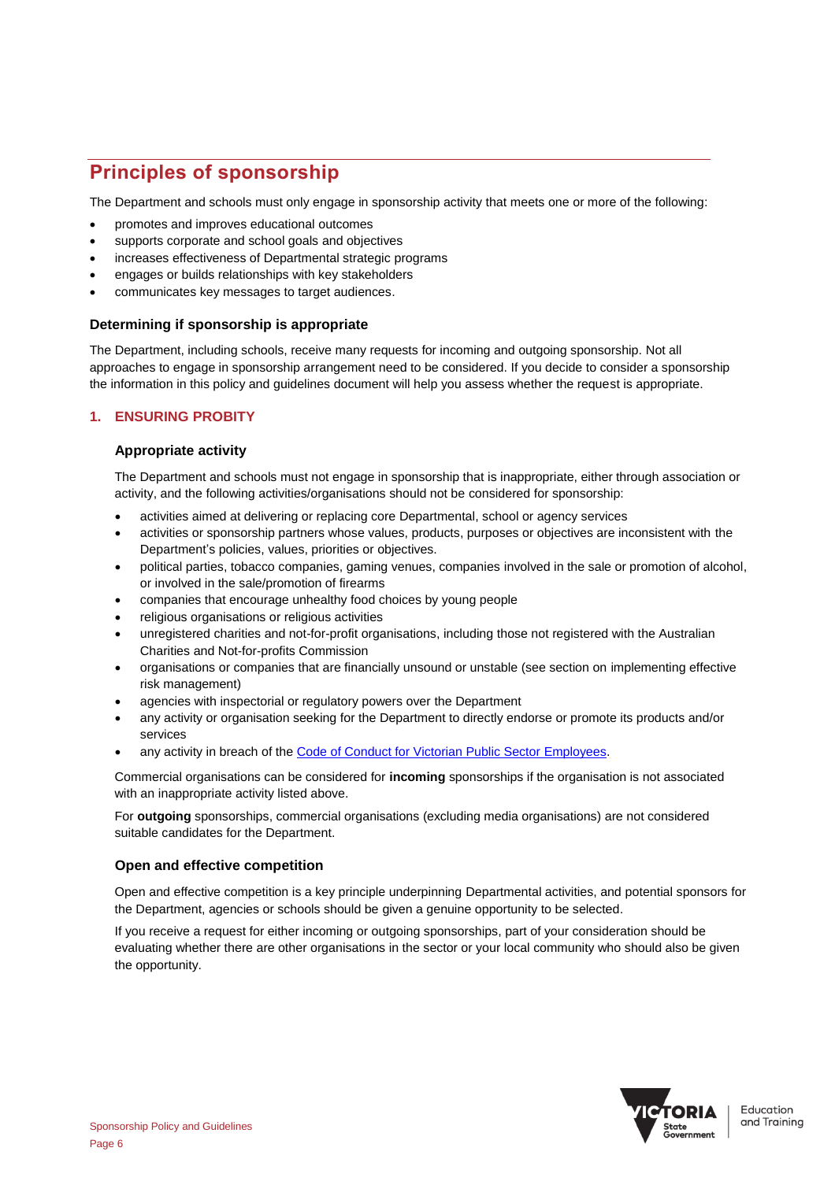# Principles of sponsorship

The Department and schools must only engage in sponsorship activity that meets one or more of the following:

- promotes and improves educational outcomes
- supports corporate and school goals and objectives
- increases effectiveness of Departmental strategic programs
- engages or builds relationships with key stakeholders
- communicates key messages to target audiences.

### Determining if sponsorship is appropriate

The Department, including schools, receive many requests for incoming and outgoing sponsorship. Not all approaches to engage in sponsorship arrangement need to be considered. If you decide to consider a sponsorship the information in this policy and guidelines document will help you assess whether the request is appropriate.

## 1. ENSURING PROBITY

### Appropriate activity

The Department and schools must not engage in sponsorship that is inappropriate, either through association or activity, and the following activities/organisations should not be considered for sponsorship:

- activities aimed at delivering or replacing core Departmental, school or agency services
- activities or sponsorship partners whose values, products, purposes or objectives are inconsistent with the Department's policies, values, priorities or objectives.
- political parties, tobacco companies, gaming venues, companies involved in the sale or promotion of alcohol, or involved in the sale/promotion of firearms
- companies that encourage unhealthy food choices by young people
- religious organisations or religious activities
- unregistered charities and not-for-profit organisations, including those not registered with the Australian Charities and Not-for-profits Commission
- organisations or companies that are financially unsound or unstable (see section on implementing effective risk management)
- agencies with inspectorial or regulatory powers over the Department
- any activity or organisation seeking for the Department to directly endorse or promote its products and/or services
- any activity in breach of the Code of Conduct for Victorian Public Sector Employees.

Commercial organisations can be considered for **incoming** sponsorships if the organisation is not associated with an inappropriate activity listed above.

For **outgoing** sponsorships, commercial organisations (excluding media organisations) are not considered suitable candidates for the Department.

### Open and effective competition

Open and effective competition is a key principle underpinning Departmental activities, and potential sponsors for the Department, agencies or schools should be given a genuine opportunity to be selected.

If you receive a request for either incoming or outgoing sponsorships, part of your consideration should be evaluating whether there are other organisations in the sector or your local community who should also be given the opportunity.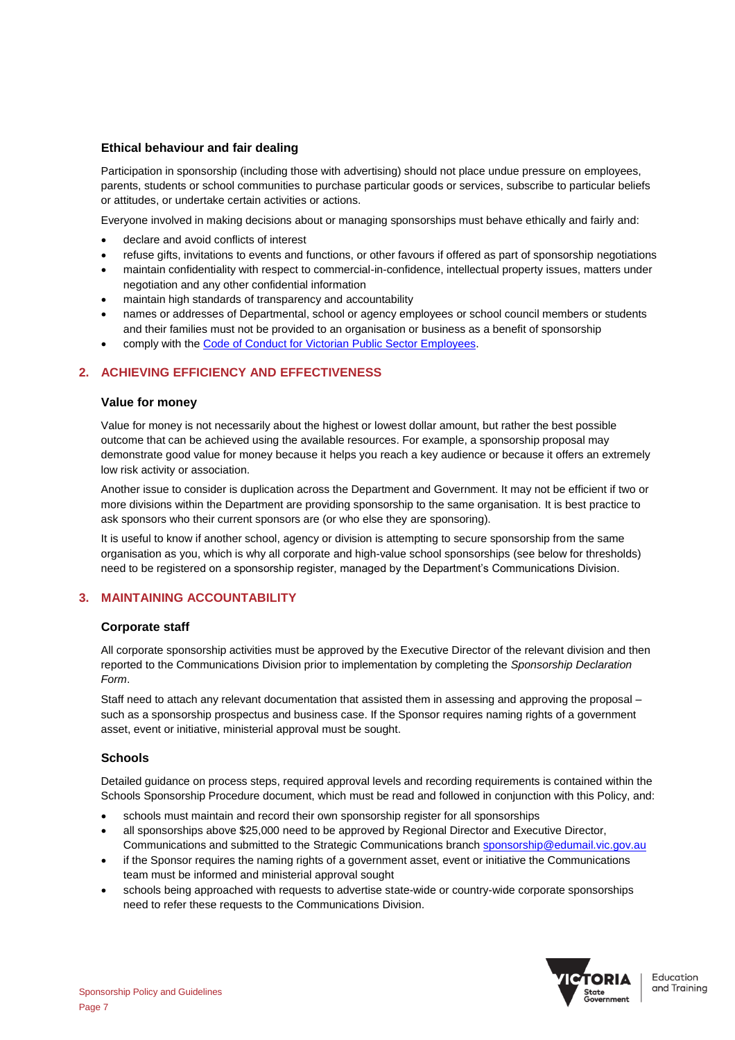### Ethical behaviour and fair dealing

Participation in sponsorship (including those with advertising) should not place undue pressure on employees, parents, students or school communities to purchase particular goods or services, subscribe to particular beliefs or attitudes, or undertake certain activities or actions.

Everyone involved in making decisions about or managing sponsorships must behave ethically and fairly and:

- declare and avoid conflicts of interest
- refuse gifts, invitations to events and functions, or other favours if offered as part of sponsorship negotiations
- maintain confidentiality with respect to commercial-in-confidence, intellectual property issues, matters under negotiation and any other confidential information
- maintain high standards of transparency and accountability
- names or addresses of Departmental, school or agency employees or school council members or students and their families must not be provided to an organisation or business as a benefit of sponsorship
- comply with the [Code of Conduct for Victorian Public Sector Employees](Code of Conduct for Victorian Public Sector Employees).

## 2. ACHIEVING EFFICIENCY AND EFFECTIVENESS

### Value for money

Value for money is not necessarily about the highest or lowest dollar amount, but rather the best possible outcome that can be achieved using the available resources. For example, a sponsorship proposal may demonstrate good value for money because it helps you reach a key audience or because it offers an extremely low risk activity or association.

Another issue to consider is duplication across the Department and Government. It may not be efficient if two or more divisions within the Department are providing sponsorship to the same organisation. It is best practice to ask sponsors who their current sponsors are (or who else they are sponsoring).

It is useful to know if another school, agency or division is attempting to secure sponsorship from the same organisation as you, which is why all corporate and high-value school sponsorships (see below for thresholds) need to be registered on a sponsorship register, managed by the Department's Communications Division.

## 3. MAINTAINING ACCOUNTABILITY

### Corporate staff

All corporate sponsorship activities must be approved by the Executive Director of the relevant division and then reported to the Communications Division prior to implementation by completing the *Sponsorship Declaration Form*.

Staff need to attach any relevant documentation that assisted them in assessing and approving the proposal – such as a sponsorship prospectus and business case. If the Sponsor requires naming rights of a government asset, event or initiative, ministerial approval must be sought.

### Schools

Detailed guidance on process steps, required approval levels and recording requirements is contained within the Schools Sponsorship Procedure document, which must be read and followed in conjunction with this Policy, and:

- schools must maintain and record their own sponsorship register for all sponsorships
- all sponsorships above $25,000 need to be approved by Regional Director and Executive Director, Communications and submitted to the Strategic Communications branch sponsorship@edumail.vic.gov.au
- if the Sponsor requires the naming rights of a government asset, event or initiative the Communications team must be informed and ministerial approval sought
- schools being approached with requests to advertise state-wide or country-wide corporate sponsorships need to refer these requests to the Communications Division.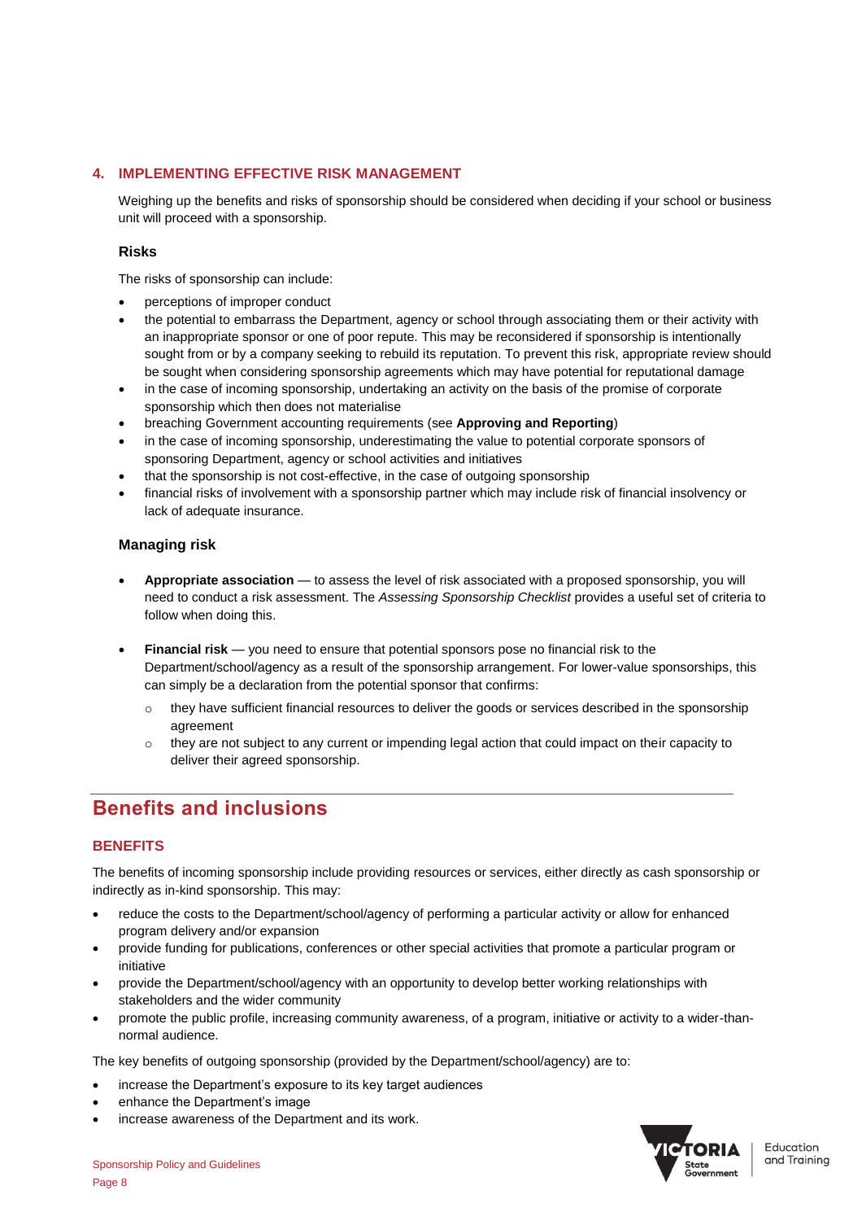### 4. IMPLEMENTING EFFECTIVE RISK MANAGEMENT

Weighing up the benefits and risks of sponsorship should be considered when deciding if your school or business unit will proceed with a sponsorship.

#### Risks

The risks of sponsorship can include:

- perceptions of improper conduct
- the potential to embarrass the Department, agency or school through associating them or their activity with an inappropriate sponsor or one of poor repute. This may be reconsidered if sponsorship is intentionally sought from or by a company seeking to rebuild its reputation. To prevent this risk, appropriate review should be sought when considering sponsorship agreements which may have potential for reputational damage
- in the case of incoming sponsorship, undertaking an activity on the basis of the promise of corporate sponsorship which then does not materialise
- breaching Government accounting requirements (see **Approving and Reporting**)
- in the case of incoming sponsorship, underestimating the value to potential corporate sponsors of sponsoring Department, agency or school activities and initiatives
- that the sponsorship is not cost-effective, in the case of outgoing sponsorship
- financial risks of involvement with a sponsorship partner which may include risk of financial insolvency or lack of adequate insurance.

#### Managing risk

- **Appropriate association** — to assess the level of risk associated with a proposed sponsorship, you will need to conduct a risk assessment. The *Assessing Sponsorship Checklist* provides a useful set of criteria to follow when doing this.

- **Financial risk** — you need to ensure that potential sponsors pose no financial risk to the Department/school/agency as a result of the sponsorship arrangement. For lower-value sponsorships, this can simply be a declaration from the potential sponsor that confirms:
  - they have sufficient financial resources to deliver the goods or services described in the sponsorship agreement
  - they are not subject to any current or impending legal action that could impact on their capacity to deliver their agreed sponsorship.

## Benefits and inclusions

### BENEFITS

The benefits of incoming sponsorship include providing resources or services, either directly as cash sponsorship or indirectly as in-kind sponsorship. This may:

- reduce the costs to the Department/school/agency of performing a particular activity or allow for enhanced program delivery and/or expansion
- provide funding for publications, conferences or other special activities that promote a particular program or initiative
- provide the Department/school/agency with an opportunity to develop better working relationships with stakeholders and the wider community
- promote the public profile, increasing community awareness, of a program, initiative or activity to a wider-than-normal audience.

The key benefits of outgoing sponsorship (provided by the Department/school/agency) are to:

- increase the Department's exposure to its key target audiences
- enhance the Department's image
- increase awareness of the Department and its work.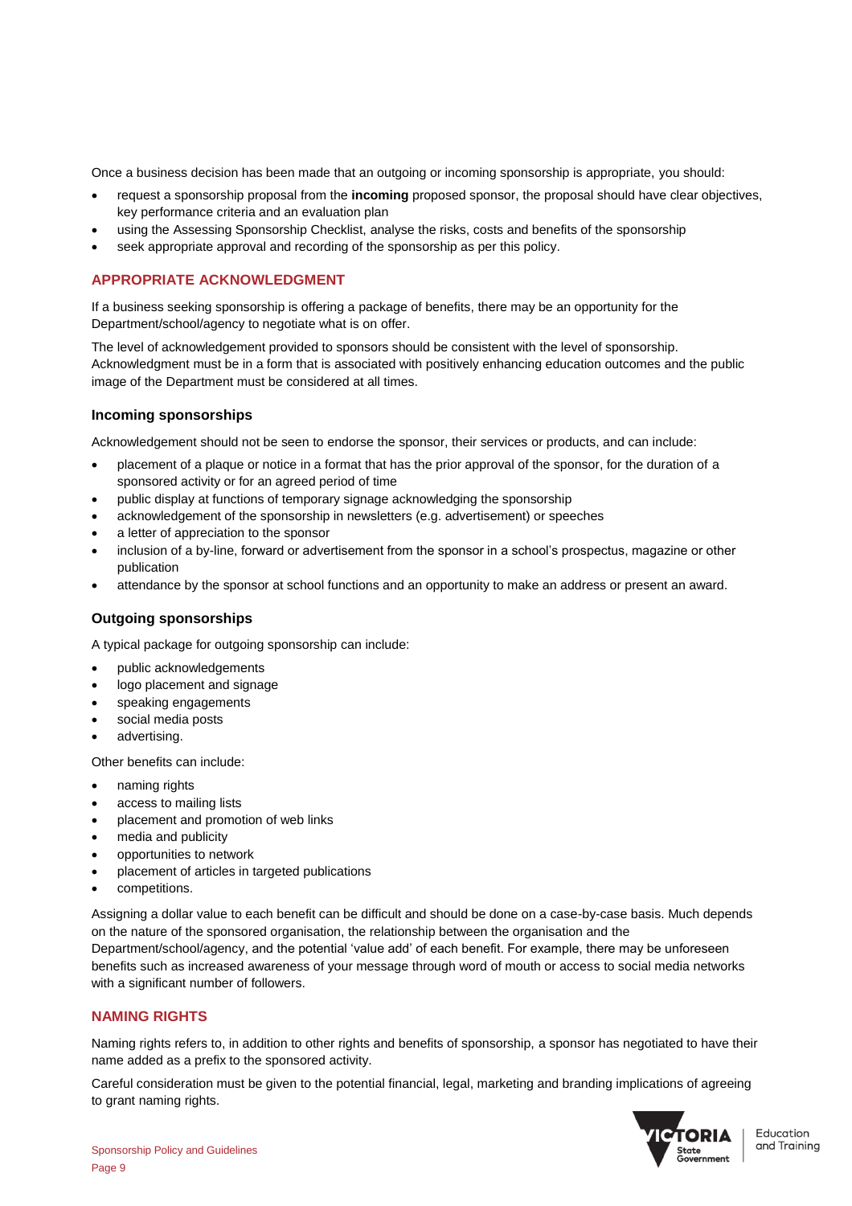Once a business decision has been made that an outgoing or incoming sponsorship is appropriate, you should:

- request a sponsorship proposal from the **incoming** proposed sponsor, the proposal should have clear objectives, key performance criteria and an evaluation plan
- using the Assessing Sponsorship Checklist, analyse the risks, costs and benefits of the sponsorship
- seek appropriate approval and recording of the sponsorship as per this policy.

## APPROPRIATE ACKNOWLEDGMENT

If a business seeking sponsorship is offering a package of benefits, there may be an opportunity for the Department/school/agency to negotiate what is on offer.

The level of acknowledgement provided to sponsors should be consistent with the level of sponsorship. Acknowledgment must be in a form that is associated with positively enhancing education outcomes and the public image of the Department must be considered at all times.

### Incoming sponsorships

Acknowledgement should not be seen to endorse the sponsor, their services or products, and can include:

- placement of a plaque or notice in a format that has the prior approval of the sponsor, for the duration of a sponsored activity or for an agreed period of time
- public display at functions of temporary signage acknowledging the sponsorship
- acknowledgement of the sponsorship in newsletters (e.g. advertisement) or speeches
- a letter of appreciation to the sponsor
- inclusion of a by-line, forward or advertisement from the sponsor in a school's prospectus, magazine or other publication
- attendance by the sponsor at school functions and an opportunity to make an address or present an award.

### Outgoing sponsorships

A typical package for outgoing sponsorship can include:

- public acknowledgements
- logo placement and signage
- speaking engagements
- social media posts
- advertising.

Other benefits can include:

- naming rights
- access to mailing lists
- placement and promotion of web links
- media and publicity
- opportunities to network
- placement of articles in targeted publications
- competitions.

Assigning a dollar value to each benefit can be difficult and should be done on a case-by-case basis. Much depends on the nature of the sponsored organisation, the relationship between the organisation and the Department/school/agency, and the potential 'value add' of each benefit. For example, there may be unforeseen benefits such as increased awareness of your message through word of mouth or access to social media networks with a significant number of followers.

## NAMING RIGHTS

Naming rights refers to, in addition to other rights and benefits of sponsorship, a sponsor has negotiated to have their name added as a prefix to the sponsored activity.

Careful consideration must be given to the potential financial, legal, marketing and branding implications of agreeing to grant naming rights.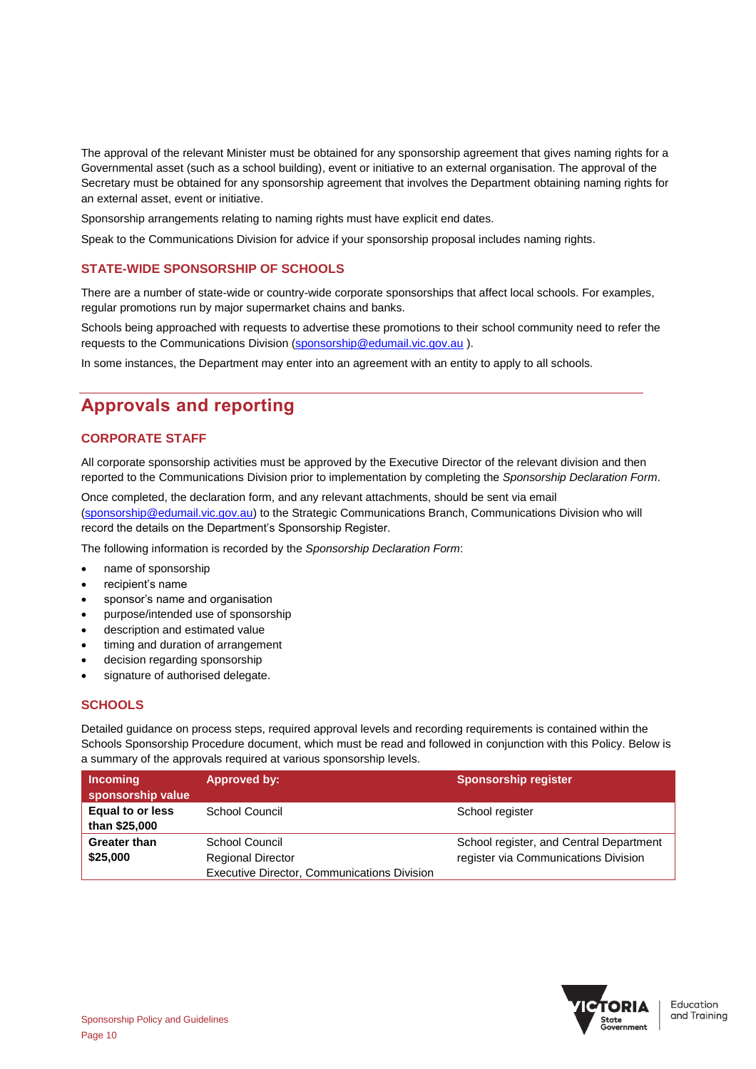The approval of the relevant Minister must be obtained for any sponsorship agreement that gives naming rights for a Governmental asset (such as a school building), event or initiative to an external organisation. The approval of the Secretary must be obtained for any sponsorship agreement that involves the Department obtaining naming rights for an external asset, event or initiative.

Sponsorship arrangements relating to naming rights must have explicit end dates.

Speak to the Communications Division for advice if your sponsorship proposal includes naming rights.

### STATE-WIDE SPONSORSHIP OF SCHOOLS

There are a number of state-wide or country-wide corporate sponsorships that affect local schools. For examples, regular promotions run by major supermarket chains and banks.

Schools being approached with requests to advertise these promotions to their school community need to refer the requests to the Communications Division (sponsorship@edumail.vic.gov.au ).

In some instances, the Department may enter into an agreement with an entity to apply to all schools.

## Approvals and reporting

### CORPORATE STAFF

All corporate sponsorship activities must be approved by the Executive Director of the relevant division and then reported to the Communications Division prior to implementation by completing the *Sponsorship Declaration Form*.

Once completed, the declaration form, and any relevant attachments, should be sent via email (sponsorship@edumail.vic.gov.au) to the Strategic Communications Branch, Communications Division who will record the details on the Department's Sponsorship Register.

The following information is recorded by the *Sponsorship Declaration Form*:

- name of sponsorship
- recipient's name
- sponsor's name and organisation
- purpose/intended use of sponsorship
- description and estimated value
- timing and duration of arrangement
- decision regarding sponsorship
- signature of authorised delegate.

### SCHOOLS

Detailed guidance on process steps, required approval levels and recording requirements is contained within the Schools Sponsorship Procedure document, which must be read and followed in conjunction with this Policy. Below is a summary of the approvals required at various sponsorship levels.

| Incoming sponsorship value | Approved by: | Sponsorship register |
|---|---|---|
| **Equal to or less than $25,000** | School Council | School register |
| **Greater than $25,000** | School Council<br>Regional Director<br>Executive Director, Communications Division | School register, and Central Department register via Communications Division |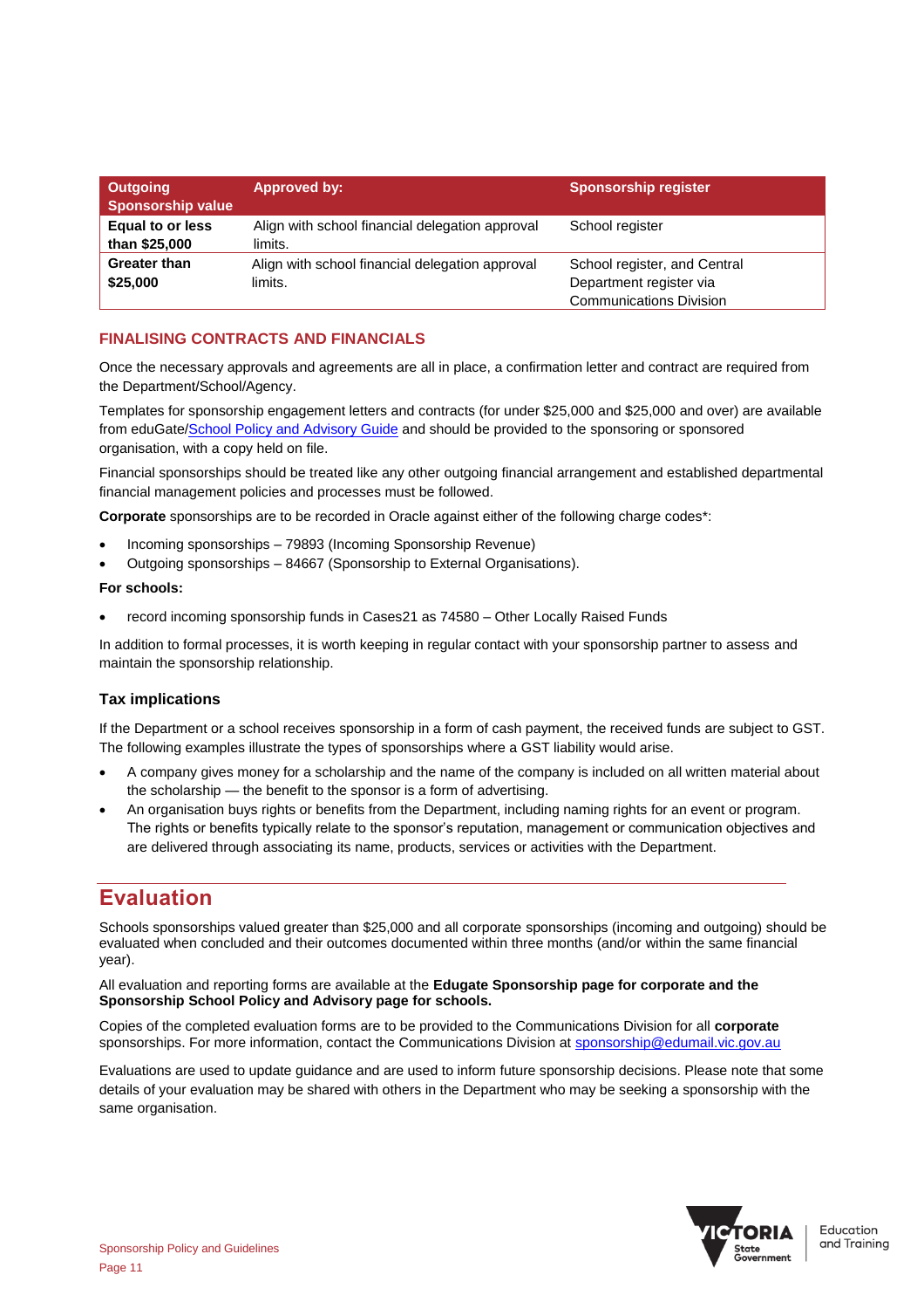| Outgoing Sponsorship value | Approved by: | Sponsorship register |
|---|---|---|
| **Equal to or less than $25,000** | Align with school financial delegation approval limits. | School register |
| **Greater than $25,000** | Align with school financial delegation approval limits. | School register, and Central Department register via Communications Division |

### FINALISING CONTRACTS AND FINANCIALS

Once the necessary approvals and agreements are all in place, a confirmation letter and contract are required from the Department/School/Agency.

Templates for sponsorship engagement letters and contracts (for under $25,000 and $25,000 and over) are available from eduGate/School Policy and Advisory Guide and should be provided to the sponsoring or sponsored organisation, with a copy held on file.

Financial sponsorships should be treated like any other outgoing financial arrangement and established departmental financial management policies and processes must be followed.

**Corporate** sponsorships are to be recorded in Oracle against either of the following charge codes*:

- Incoming sponsorships – 79893 (Incoming Sponsorship Revenue)
- Outgoing sponsorships – 84667 (Sponsorship to External Organisations).

**For schools:**

- record incoming sponsorship funds in Cases21 as 74580 – Other Locally Raised Funds

In addition to formal processes, it is worth keeping in regular contact with your sponsorship partner to assess and maintain the sponsorship relationship.

#### Tax implications

If the Department or a school receives sponsorship in a form of cash payment, the received funds are subject to GST. The following examples illustrate the types of sponsorships where a GST liability would arise.

- A company gives money for a scholarship and the name of the company is included on all written material about the scholarship — the benefit to the sponsor is a form of advertising.
- An organisation buys rights or benefits from the Department, including naming rights for an event or program. The rights or benefits typically relate to the sponsor's reputation, management or communication objectives and are delivered through associating its name, products, services or activities with the Department.

## Evaluation

Schools sponsorships valued greater than $25,000 and all corporate sponsorships (incoming and outgoing) should be evaluated when concluded and their outcomes documented within three months (and/or within the same financial year).

All evaluation and reporting forms are available at the **Edugate Sponsorship page for corporate and the Sponsorship School Policy and Advisory page for schools.**

Copies of the completed evaluation forms are to be provided to the Communications Division for all **corporate** sponsorships. For more information, contact the Communications Division at sponsorship@edumail.vic.gov.au

Evaluations are used to update guidance and are used to inform future sponsorship decisions. Please note that some details of your evaluation may be shared with others in the Department who may be seeking a sponsorship with the same organisation.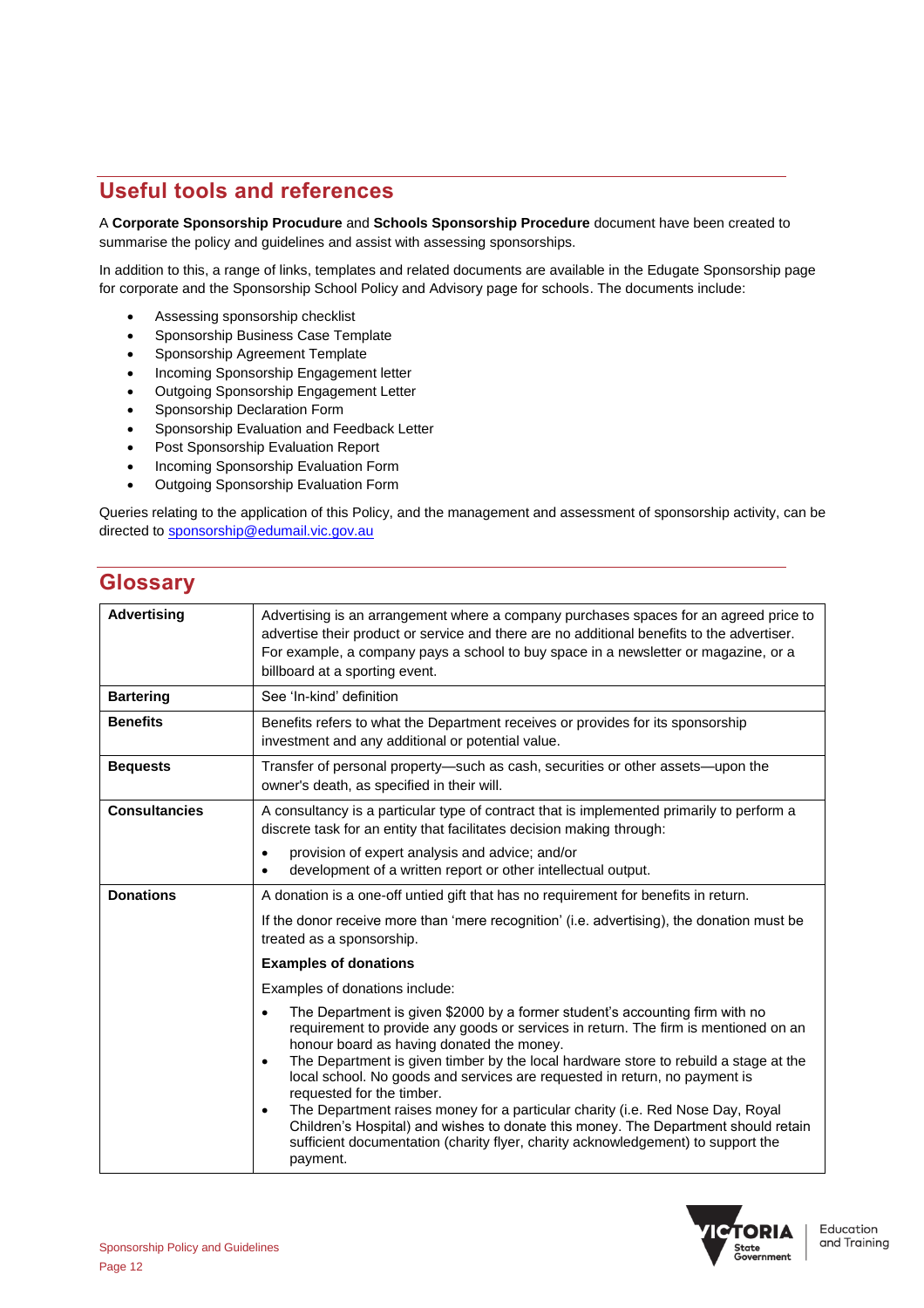## Useful tools and references

A **Corporate Sponsorship Procedure** and **Schools Sponsorship Procedure** document have been created to summarise the policy and guidelines and assist with assessing sponsorships.

In addition to this, a range of links, templates and related documents are available in the Edugate Sponsorship page for corporate and the Sponsorship School Policy and Advisory page for schools. The documents include:

- Assessing sponsorship checklist
- Sponsorship Business Case Template
- Sponsorship Agreement Template
- Incoming Sponsorship Engagement letter
- Outgoing Sponsorship Engagement Letter
- Sponsorship Declaration Form
- Sponsorship Evaluation and Feedback Letter
- Post Sponsorship Evaluation Report
- Incoming Sponsorship Evaluation Form
- Outgoing Sponsorship Evaluation Form

Queries relating to the application of this Policy, and the management and assessment of sponsorship activity, can be directed to sponsorship@edumail.vic.gov.au

## Glossary

| Term | Definition |
|---|---|
| **Advertising** | Advertising is an arrangement where a company purchases spaces for an agreed price to advertise their product or service and there are no additional benefits to the advertiser. For example, a company pays a school to buy space in a newsletter or magazine, or a billboard at a sporting event. |
| **Bartering** | See 'In-kind' definition |
| **Benefits** | Benefits refers to what the Department receives or provides for its sponsorship investment and any additional or potential value. |
| **Bequests** | Transfer of personal property—such as cash, securities or other assets—upon the owner's death, as specified in their will. |
| **Consultancies** | A consultancy is a particular type of contract that is implemented primarily to perform a discrete task for an entity that facilitates decision making through:<br>• provision of expert analysis and advice; and/or<br>• development of a written report or other intellectual output. |
| **Donations** | A donation is a one-off untied gift that has no requirement for benefits in return.<br>If the donor receive more than 'mere recognition' (i.e. advertising), the donation must be treated as a sponsorship.<br>**Examples of donations**<br>Examples of donations include:<br>• The Department is given $2000 by a former student's accounting firm with no requirement to provide any goods or services in return. The firm is mentioned on an honour board as having donated the money.<br>• The Department is given timber by the local hardware store to rebuild a stage at the local school. No goods and services are requested in return, no payment is requested for the timber.<br>• The Department raises money for a particular charity (i.e. Red Nose Day, Royal Children's Hospital) and wishes to donate this money. The Department should retain sufficient documentation (charity flyer, charity acknowledgement) to support the payment. |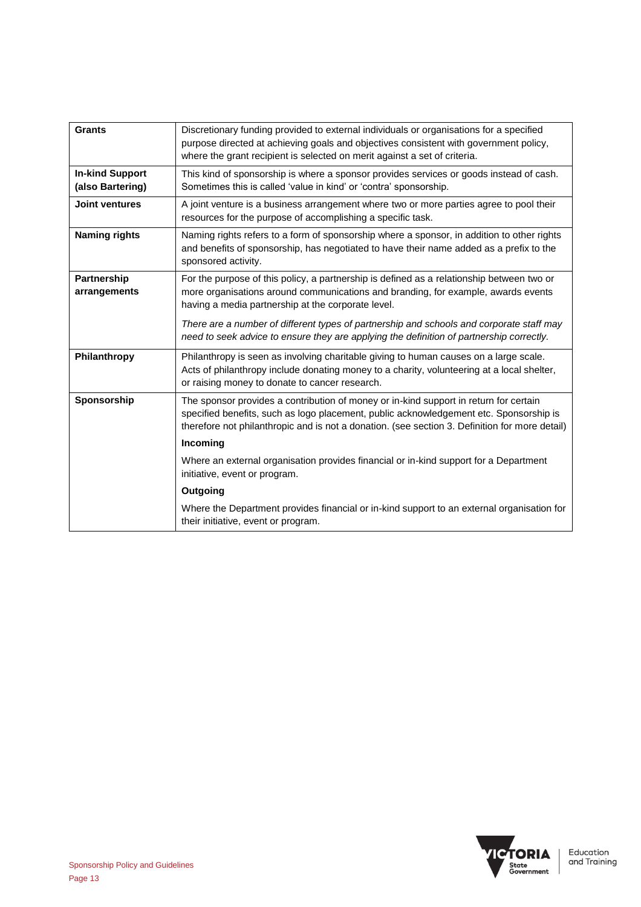| | |
|---|---|
| **Grants** | Discretionary funding provided to external individuals or organisations for a specified purpose directed at achieving goals and objectives consistent with government policy, where the grant recipient is selected on merit against a set of criteria. |
| **In-kind Support (also Bartering)** | This kind of sponsorship is where a sponsor provides services or goods instead of cash. Sometimes this is called 'value in kind' or 'contra' sponsorship. |
| **Joint ventures** | A joint venture is a business arrangement where two or more parties agree to pool their resources for the purpose of accomplishing a specific task. |
| **Naming rights** | Naming rights refers to a form of sponsorship where a sponsor, in addition to other rights and benefits of sponsorship, has negotiated to have their name added as a prefix to the sponsored activity. |
| **Partnership arrangements** | For the purpose of this policy, a partnership is defined as a relationship between two or more organisations around communications and branding, for example, awards events having a media partnership at the corporate level. *There are a number of different types of partnership and schools and corporate staff may need to seek advice to ensure they are applying the definition of partnership correctly.* |
| **Philanthropy** | Philanthropy is seen as involving charitable giving to human causes on a large scale. Acts of philanthropy include donating money to a charity, volunteering at a local shelter, or raising money to donate to cancer research. |
| **Sponsorship** | The sponsor provides a contribution of money or in-kind support in return for certain specified benefits, such as logo placement, public acknowledgement etc. Sponsorship is therefore not philanthropic and is not a donation. (see section 3. Definition for more detail) **Incoming** Where an external organisation provides financial or in-kind support for a Department initiative, event or program. **Outgoing** Where the Department provides financial or in-kind support to an external organisation for their initiative, event or program. |